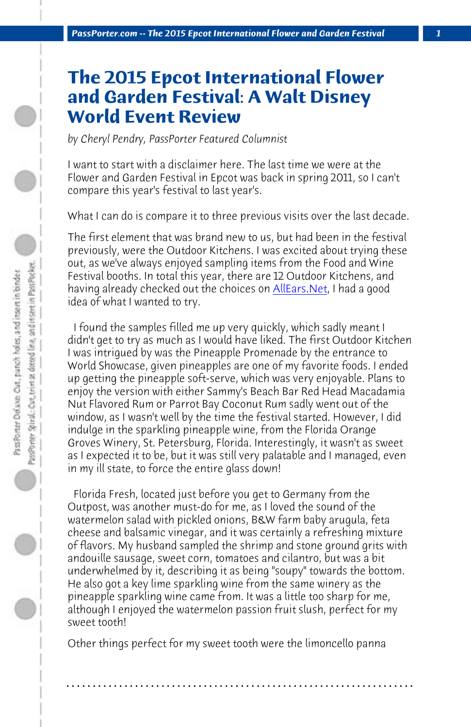# The 2015 Epcot International Flower and Garden Festival: A Walt Disney World Event Review

*by Cheryl Pendry, PassPorter Featured Columnist*

I want to start with a disclaimer here. The last time we were at the Flower and Garden Festival in Epcot was back in spring 2011, so I can't compare this year's festival to last year's.

What I can do is compare it to three previous visits over the last decade.

The first element that was brand new to us, but had been in the festival previously, were the Outdoor Kitchens. I was excited about trying these out, as we've always enjoyed sampling items from the Food and Wine Festival booths. In total this year, there are 12 Outdoor Kitchens, and having already checked out the choices on [AllEars.Net](AllEars.Net), I had a good idea of what I wanted to try.

I found the samples filled me up very quickly, which sadly meant I didn't get to try as much as I would have liked. The first Outdoor Kitchen I was intrigued by was the Pineapple Promenade by the entrance to World Showcase, given pineapples are one of my favorite foods. I ended up getting the pineapple soft-serve, which was very enjoyable. Plans to enjoy the version with either Sammy's Beach Bar Red Head Macadamia Nut Flavored Rum or Parrot Bay Coconut Rum sadly went out of the window, as I wasn't well by the time the festival started. However, I did indulge in the sparkling pineapple wine, from the Florida Orange Groves Winery, St. Petersburg, Florida. Interestingly, it wasn't as sweet as I expected it to be, but it was still very palatable and I managed, even in my ill state, to force the entire glass down!

Florida Fresh, located just before you get to Germany from the Outpost, was another must-do for me, as I loved the sound of the watermelon salad with pickled onions, B&W farm baby arugula, feta cheese and balsamic vinegar, and it was certainly a refreshing mixture of flavors. My husband sampled the shrimp and stone ground grits with andouille sausage, sweet corn, tomatoes and cilantro, but was a bit underwhelmed by it, describing it as being "soupy" towards the bottom. He also got a key lime sparkling wine from the same winery as the pineapple sparkling wine came from. It was a little too sharp for me, although I enjoyed the watermelon passion fruit slush, perfect for my sweet tooth!

Other things perfect for my sweet tooth were the limoncello panna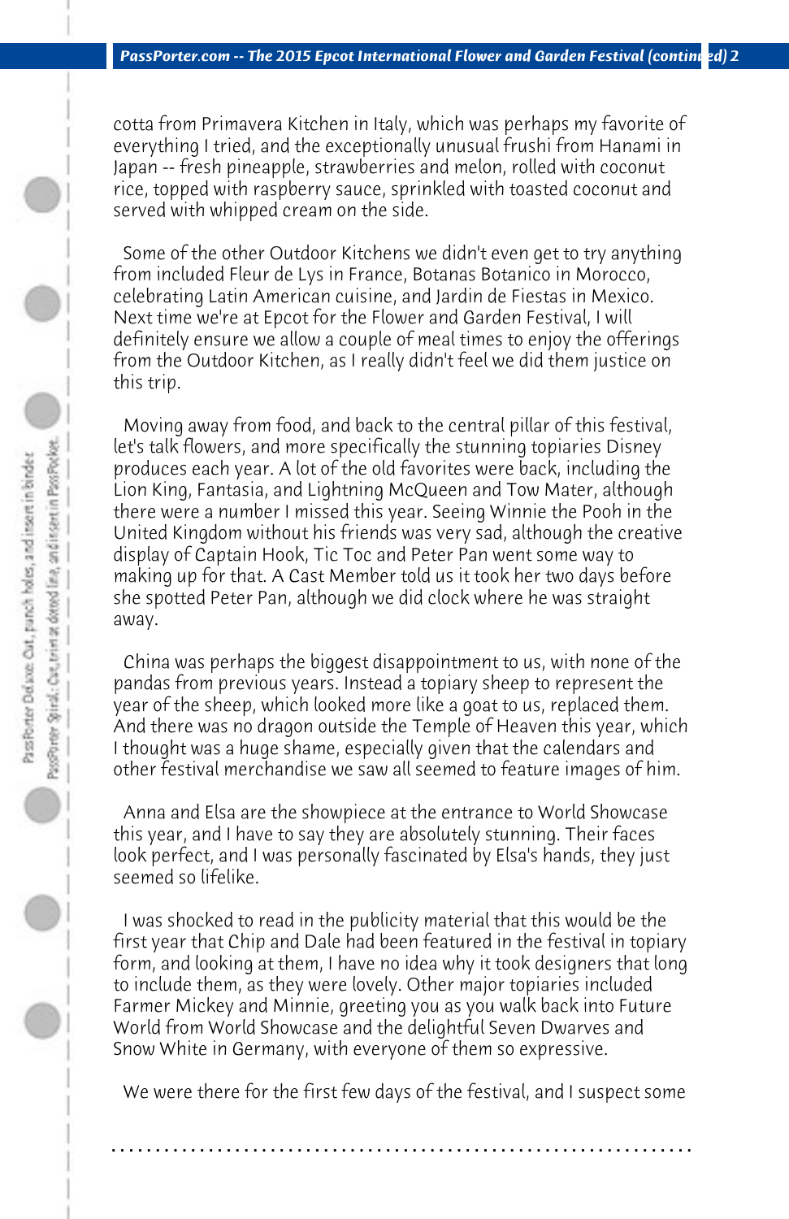cotta from Primavera Kitchen in Italy, which was perhaps my favorite of everything I tried, and the exceptionally unusual frushi from Hanami in Japan -- fresh pineapple, strawberries and melon, rolled with coconut rice, topped with raspberry sauce, sprinkled with toasted coconut and served with whipped cream on the side.

Some of the other Outdoor Kitchens we didn't even get to try anything from included Fleur de Lys in France, Botanas Botanico in Morocco, celebrating Latin American cuisine, and Jardin de Fiestas in Mexico. Next time we're at Epcot for the Flower and Garden Festival, I will definitely ensure we allow a couple of meal times to enjoy the offerings from the Outdoor Kitchen, as I really didn't feel we did them justice on this trip.

Moving away from food, and back to the central pillar of this festival, let's talk flowers, and more specifically the stunning topiaries Disney produces each year. A lot of the old favorites were back, including the Lion King, Fantasia, and Lightning McQueen and Tow Mater, although there were a number I missed this year. Seeing Winnie the Pooh in the United Kingdom without his friends was very sad, although the creative display of Captain Hook, Tic Toc and Peter Pan went some way to making up for that. A Cast Member told us it took her two days before she spotted Peter Pan, although we did clock where he was straight away.

China was perhaps the biggest disappointment to us, with none of the pandas from previous years. Instead a topiary sheep to represent the year of the sheep, which looked more like a goat to us, replaced them. And there was no dragon outside the Temple of Heaven this year, which I thought was a huge shame, especially given that the calendars and other festival merchandise we saw all seemed to feature images of him.

Anna and Elsa are the showpiece at the entrance to World Showcase this year, and I have to say they are absolutely stunning. Their faces look perfect, and I was personally fascinated by Elsa's hands, they just seemed so lifelike.

I was shocked to read in the publicity material that this would be the first year that Chip and Dale had been featured in the festival in topiary form, and looking at them, I have no idea why it took designers that long to include them, as they were lovely. Other major topiaries included Farmer Mickey and Minnie, greeting you as you walk back into Future World from World Showcase and the delightful Seven Dwarves and Snow White in Germany, with everyone of them so expressive.

We were there for the first few days of the festival, and I suspect some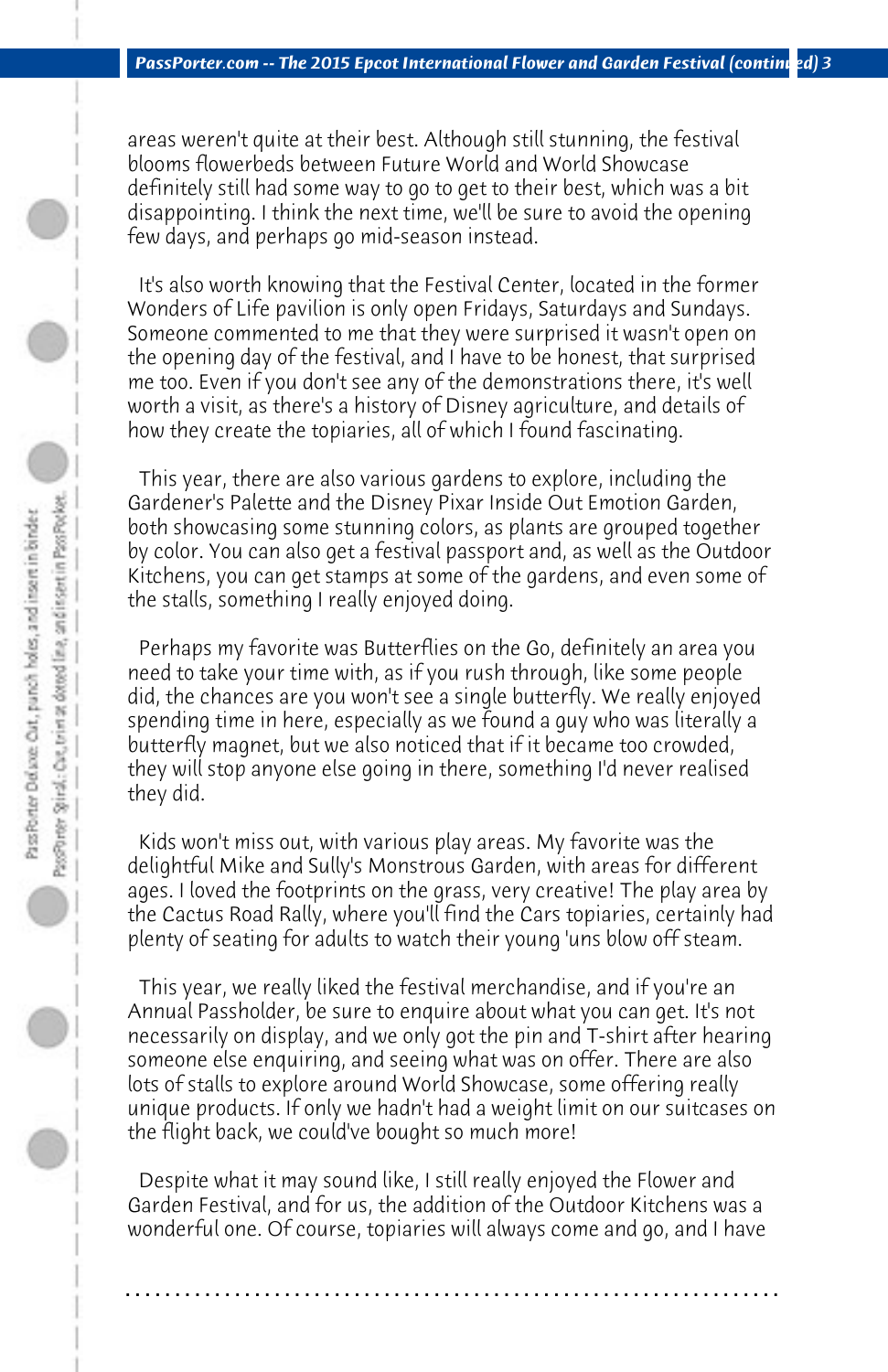areas weren't quite at their best. Although still stunning, the festival blooms flowerbeds between Future World and World Showcase definitely still had some way to go to get to their best, which was a bit disappointing. I think the next time, we'll be sure to avoid the opening few days, and perhaps go mid-season instead.

It's also worth knowing that the Festival Center, located in the former Wonders of Life pavilion is only open Fridays, Saturdays and Sundays. Someone commented to me that they were surprised it wasn't open on the opening day of the festival, and I have to be honest, that surprised me too. Even if you don't see any of the demonstrations there, it's well worth a visit, as there's a history of Disney agriculture, and details of how they create the topiaries, all of which I found fascinating.

This year, there are also various gardens to explore, including the Gardener's Palette and the Disney Pixar Inside Out Emotion Garden, both showcasing some stunning colors, as plants are grouped together by color. You can also get a festival passport and, as well as the Outdoor Kitchens, you can get stamps at some of the gardens, and even some of the stalls, something I really enjoyed doing.

Perhaps my favorite was Butterflies on the Go, definitely an area you need to take your time with, as if you rush through, like some people did, the chances are you won't see a single butterfly. We really enjoyed spending time in here, especially as we found a guy who was literally a butterfly magnet, but we also noticed that if it became too crowded, they will stop anyone else going in there, something I'd never realised they did.

Kids won't miss out, with various play areas. My favorite was the delightful Mike and Sully's Monstrous Garden, with areas for different ages. I loved the footprints on the grass, very creative! The play area by the Cactus Road Rally, where you'll find the Cars topiaries, certainly had plenty of seating for adults to watch their young 'uns blow off steam.

This year, we really liked the festival merchandise, and if you're an Annual Passholder, be sure to enquire about what you can get. It's not necessarily on display, and we only got the pin and T-shirt after hearing someone else enquiring, and seeing what was on offer. There are also lots of stalls to explore around World Showcase, some offering really unique products. If only we hadn't had a weight limit on our suitcases on the flight back, we could've bought so much more!

Despite what it may sound like, I still really enjoyed the Flower and Garden Festival, and for us, the addition of the Outdoor Kitchens was a wonderful one. Of course, topiaries will always come and go, and I have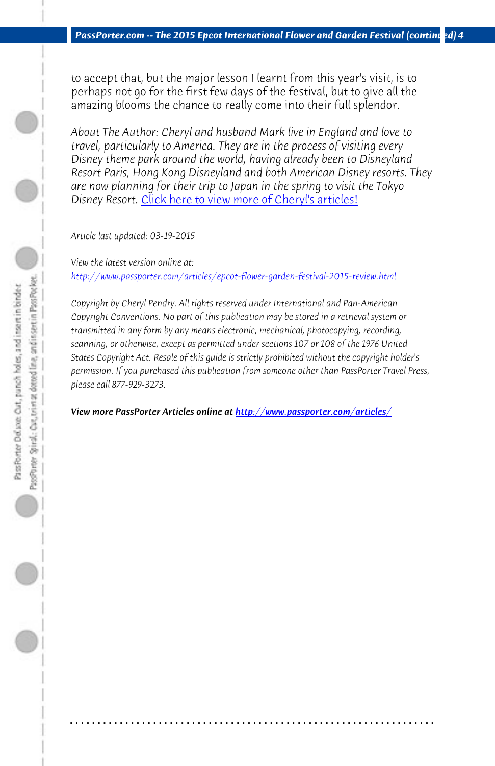to accept that, but the major lesson I learnt from this year's visit, is to perhaps not go for the first few days of the festival, but to give all the amazing blooms the chance to really come into their full splendor.

*About The Author: Cheryl and husband Mark live in England and love to travel, particularly to America. They are in the process of visiting every Disney theme park around the world, having already been to Disneyland Resort Paris, Hong Kong Disneyland and both American Disney resorts. They are now planning for their trip to Japan in the spring to visit the Tokyo Disney Resort.* [Click here to view more of Cheryl's articles!]

*Article last updated: 03-19-2015*

*View the latest version online at:*
[http://www.passporter.com/articles/epcot-flower-garden-festival-2015-review.html]

*Copyright by Cheryl Pendry. All rights reserved under International and Pan-American Copyright Conventions. No part of this publication may be stored in a retrieval system or transmitted in any form by any means electronic, mechanical, photocopying, recording, scanning, or otherwise, except as permitted under sections 107 or 108 of the 1976 United States Copyright Act. Resale of this guide is strictly prohibited without the copyright holder's permission. If you purchased this publication from someone other than PassPorter Travel Press, please call 877-929-3273.*

***View more PassPorter Articles online at [http://www.passporter.com/articles/]***